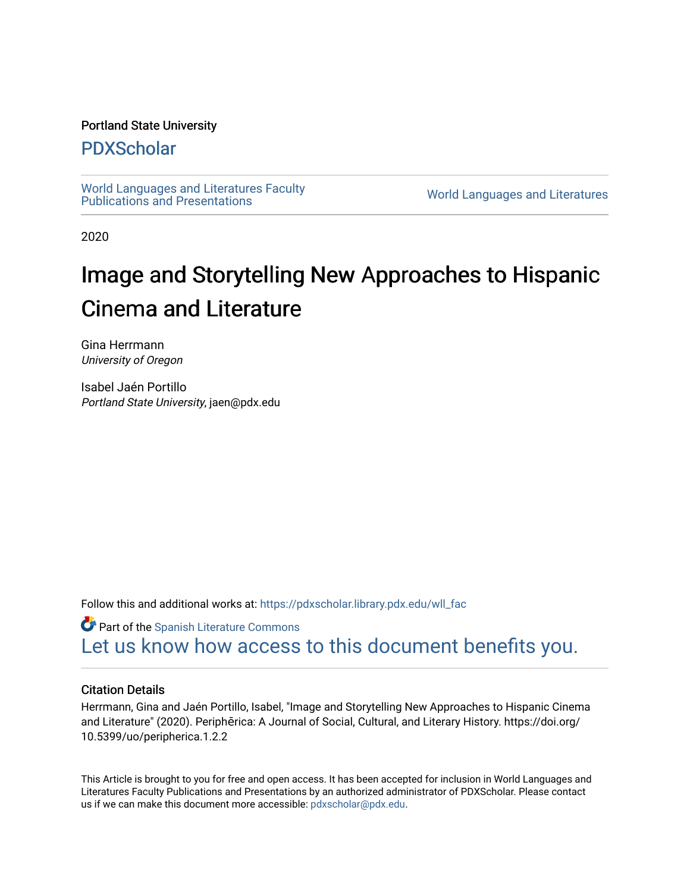Portland State University

## PDXScholar

World Languages and Literatures Faculty Publications and Presentations

World Languages and Literatures

2020

# Image and Storytelling New Approaches to Hispanic Cinema and Literature

Gina Herrmann
*University of Oregon*

Isabel Jaén Portillo
*Portland State University*, jaen@pdx.edu

Follow this and additional works at: https://pdxscholar.library.pdx.edu/wll_fac

Part of the Spanish Literature Commons

Let us know how access to this document benefits you.

### Citation Details

Herrmann, Gina and Jaén Portillo, Isabel, "Image and Storytelling New Approaches to Hispanic Cinema and Literature" (2020). Periphērica: A Journal of Social, Cultural, and Literary History. https://doi.org/10.5399/uo/peripherica.1.2.2

This Article is brought to you for free and open access. It has been accepted for inclusion in World Languages and Literatures Faculty Publications and Presentations by an authorized administrator of PDXScholar. Please contact us if we can make this document more accessible: pdxscholar@pdx.edu.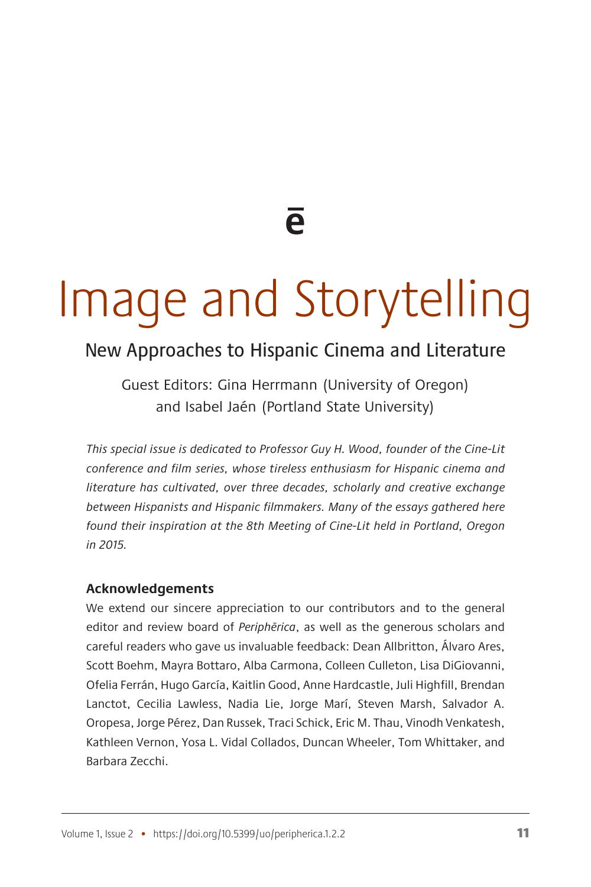ē

# Image and Storytelling

## New Approaches to Hispanic Cinema and Literature

Guest Editors: Gina Herrmann (University of Oregon) and Isabel Jaén (Portland State University)

*This special issue is dedicated to Professor Guy H. Wood, founder of the Cine-Lit conference and film series, whose tireless enthusiasm for Hispanic cinema and literature has cultivated, over three decades, scholarly and creative exchange between Hispanists and Hispanic filmmakers. Many of the essays gathered here found their inspiration at the 8th Meeting of Cine-Lit held in Portland, Oregon in 2015.*

**Acknowledgements**

We extend our sincere appreciation to our contributors and to the general editor and review board of *Periphērica*, as well as the generous scholars and careful readers who gave us invaluable feedback: Dean Allbritton, Álvaro Ares, Scott Boehm, Mayra Bottaro, Alba Carmona, Colleen Culleton, Lisa DiGiovanni, Ofelia Ferrán, Hugo García, Kaitlin Good, Anne Hardcastle, Juli Highfill, Brendan Lanctot, Cecilia Lawless, Nadia Lie, Jorge Marí, Steven Marsh, Salvador A. Oropesa, Jorge Pérez, Dan Russek, Traci Schick, Eric M. Thau, Vinodh Venkatesh, Kathleen Vernon, Yosa L. Vidal Collados, Duncan Wheeler, Tom Whittaker, and Barbara Zecchi.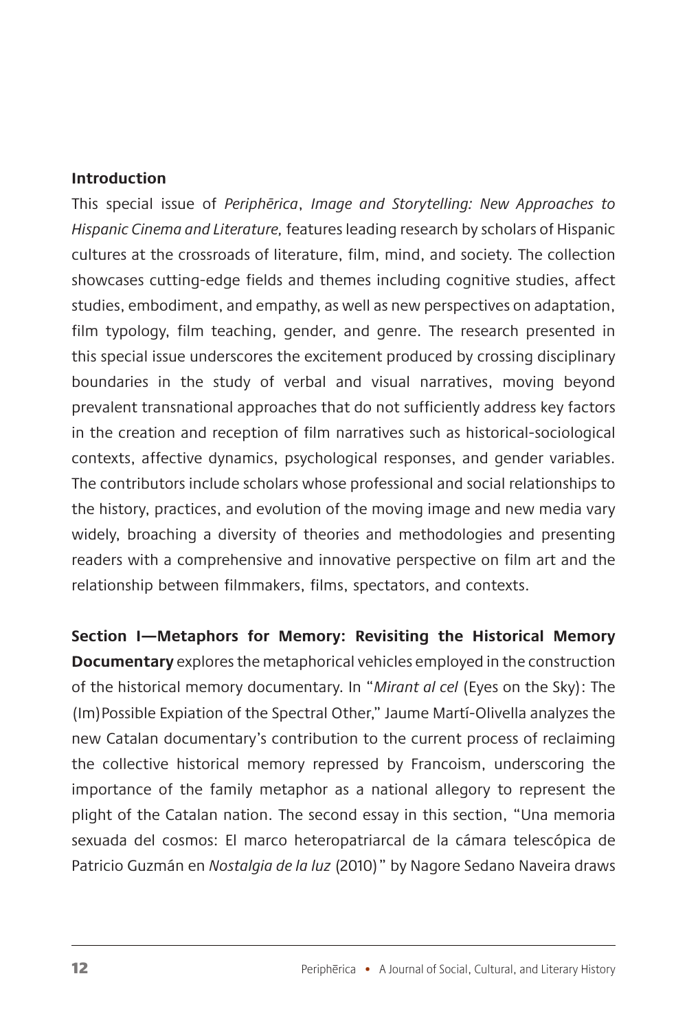**Introduction**

This special issue of *Periphērica*, *Image and Storytelling: New Approaches to Hispanic Cinema and Literature,* features leading research by scholars of Hispanic cultures at the crossroads of literature, film, mind, and society. The collection showcases cutting-edge fields and themes including cognitive studies, affect studies, embodiment, and empathy, as well as new perspectives on adaptation, film typology, film teaching, gender, and genre. The research presented in this special issue underscores the excitement produced by crossing disciplinary boundaries in the study of verbal and visual narratives, moving beyond prevalent transnational approaches that do not sufficiently address key factors in the creation and reception of film narratives such as historical-sociological contexts, affective dynamics, psychological responses, and gender variables. The contributors include scholars whose professional and social relationships to the history, practices, and evolution of the moving image and new media vary widely, broaching a diversity of theories and methodologies and presenting readers with a comprehensive and innovative perspective on film art and the relationship between filmmakers, films, spectators, and contexts.

**Section I—Metaphors for Memory: Revisiting the Historical Memory Documentary** explores the metaphorical vehicles employed in the construction of the historical memory documentary. In "*Mirant al cel* (Eyes on the Sky): The (Im)Possible Expiation of the Spectral Other," Jaume Martí-Olivella analyzes the new Catalan documentary's contribution to the current process of reclaiming the collective historical memory repressed by Francoism, underscoring the importance of the family metaphor as a national allegory to represent the plight of the Catalan nation. The second essay in this section, "Una memoria sexuada del cosmos: El marco heteropatriarcal de la cámara telescópica de Patricio Guzmán en *Nostalgia de la luz* (2010)" by Nagore Sedano Naveira draws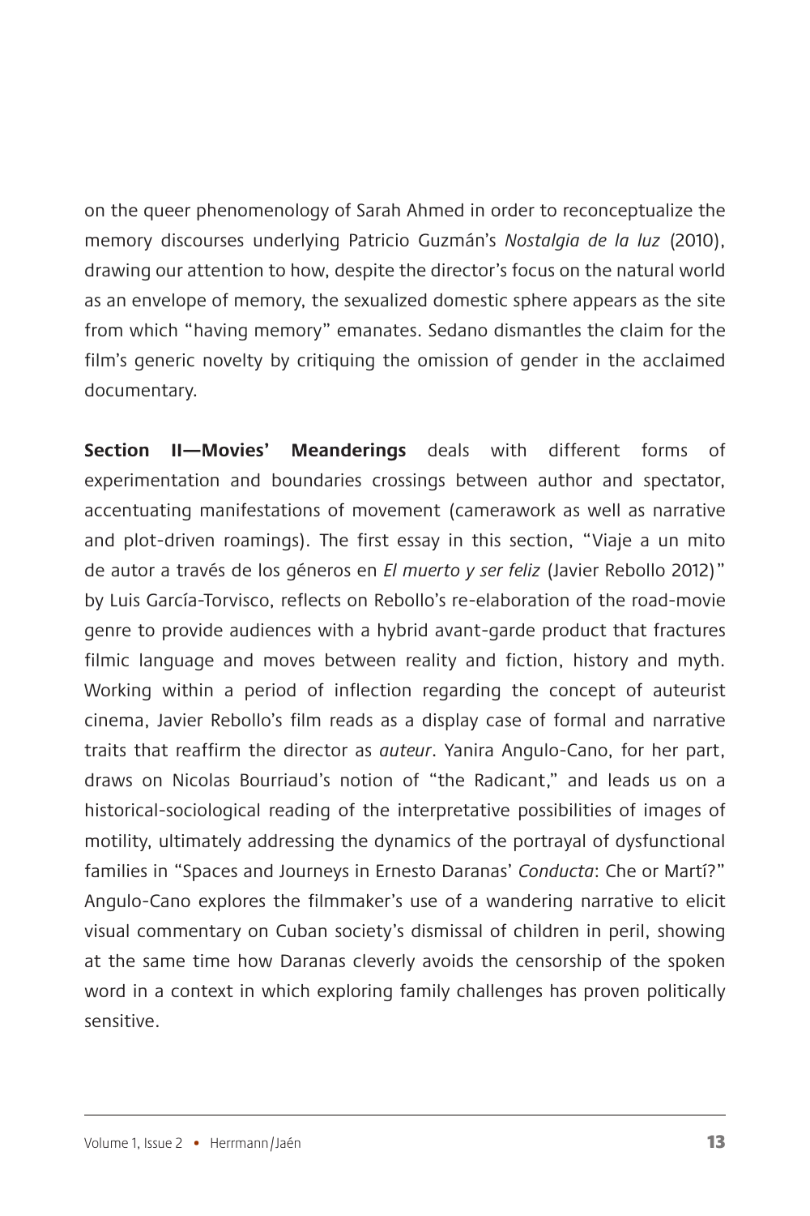on the queer phenomenology of Sarah Ahmed in order to reconceptualize the memory discourses underlying Patricio Guzmán's *Nostalgia de la luz* (2010), drawing our attention to how, despite the director's focus on the natural world as an envelope of memory, the sexualized domestic sphere appears as the site from which "having memory" emanates. Sedano dismantles the claim for the film's generic novelty by critiquing the omission of gender in the acclaimed documentary.

**Section II—Movies' Meanderings** deals with different forms of experimentation and boundaries crossings between author and spectator, accentuating manifestations of movement (camerawork as well as narrative and plot-driven roamings). The first essay in this section, "Viaje a un mito de autor a través de los géneros en *El muerto y ser feliz* (Javier Rebollo 2012)" by Luis García-Torvisco, reflects on Rebollo's re-elaboration of the road-movie genre to provide audiences with a hybrid avant-garde product that fractures filmic language and moves between reality and fiction, history and myth. Working within a period of inflection regarding the concept of auteurist cinema, Javier Rebollo's film reads as a display case of formal and narrative traits that reaffirm the director as *auteur*. Yanira Angulo-Cano, for her part, draws on Nicolas Bourriaud's notion of "the Radicant," and leads us on a historical-sociological reading of the interpretative possibilities of images of motility, ultimately addressing the dynamics of the portrayal of dysfunctional families in "Spaces and Journeys in Ernesto Daranas' *Conducta*: Che or Martí?" Angulo-Cano explores the filmmaker's use of a wandering narrative to elicit visual commentary on Cuban society's dismissal of children in peril, showing at the same time how Daranas cleverly avoids the censorship of the spoken word in a context in which exploring family challenges has proven politically sensitive.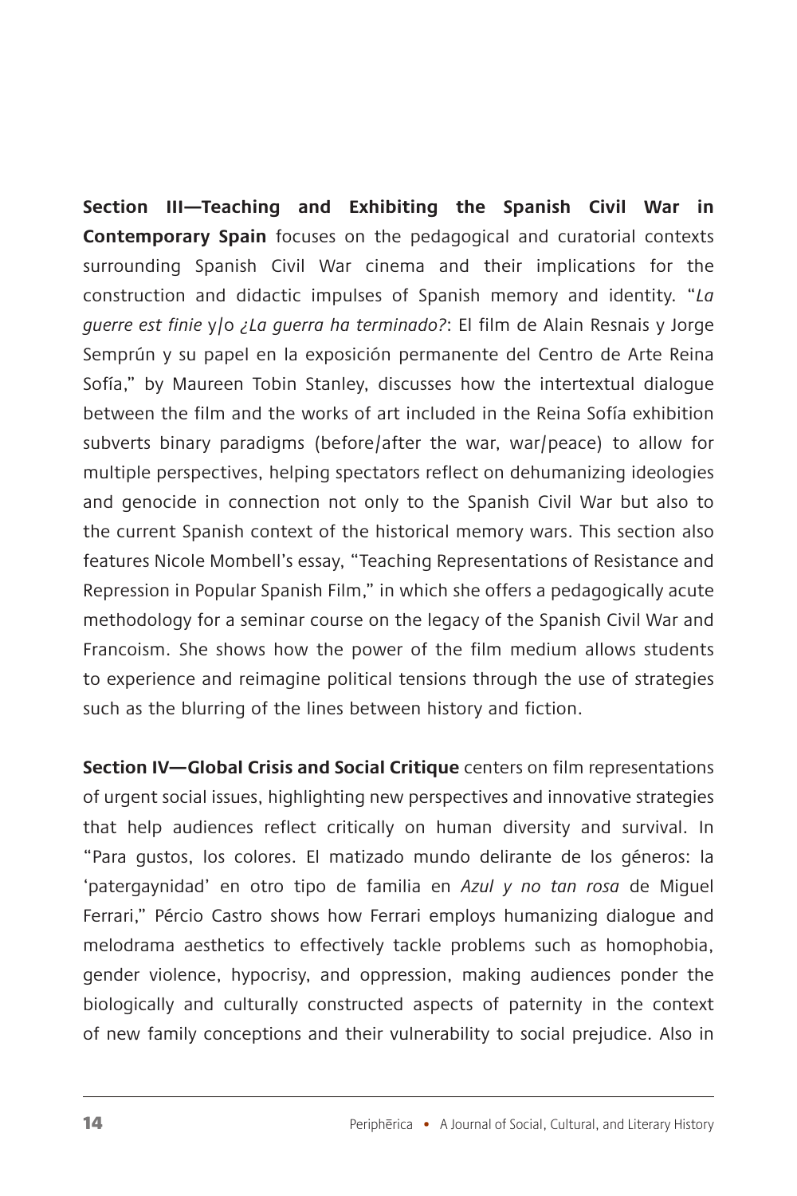**Section III—Teaching and Exhibiting the Spanish Civil War in Contemporary Spain** focuses on the pedagogical and curatorial contexts surrounding Spanish Civil War cinema and their implications for the construction and didactic impulses of Spanish memory and identity. "*La guerre est finie* y/o *¿La guerra ha terminado?*: El film de Alain Resnais y Jorge Semprún y su papel en la exposición permanente del Centro de Arte Reina Sofía," by Maureen Tobin Stanley, discusses how the intertextual dialogue between the film and the works of art included in the Reina Sofía exhibition subverts binary paradigms (before/after the war, war/peace) to allow for multiple perspectives, helping spectators reflect on dehumanizing ideologies and genocide in connection not only to the Spanish Civil War but also to the current Spanish context of the historical memory wars. This section also features Nicole Mombell's essay, "Teaching Representations of Resistance and Repression in Popular Spanish Film," in which she offers a pedagogically acute methodology for a seminar course on the legacy of the Spanish Civil War and Francoism. She shows how the power of the film medium allows students to experience and reimagine political tensions through the use of strategies such as the blurring of the lines between history and fiction.

**Section IV—Global Crisis and Social Critique** centers on film representations of urgent social issues, highlighting new perspectives and innovative strategies that help audiences reflect critically on human diversity and survival. In "Para gustos, los colores. El matizado mundo delirante de los géneros: la 'patergaynidad' en otro tipo de familia en *Azul y no tan rosa* de Miguel Ferrari," Pércio Castro shows how Ferrari employs humanizing dialogue and melodrama aesthetics to effectively tackle problems such as homophobia, gender violence, hypocrisy, and oppression, making audiences ponder the biologically and culturally constructed aspects of paternity in the context of new family conceptions and their vulnerability to social prejudice. Also in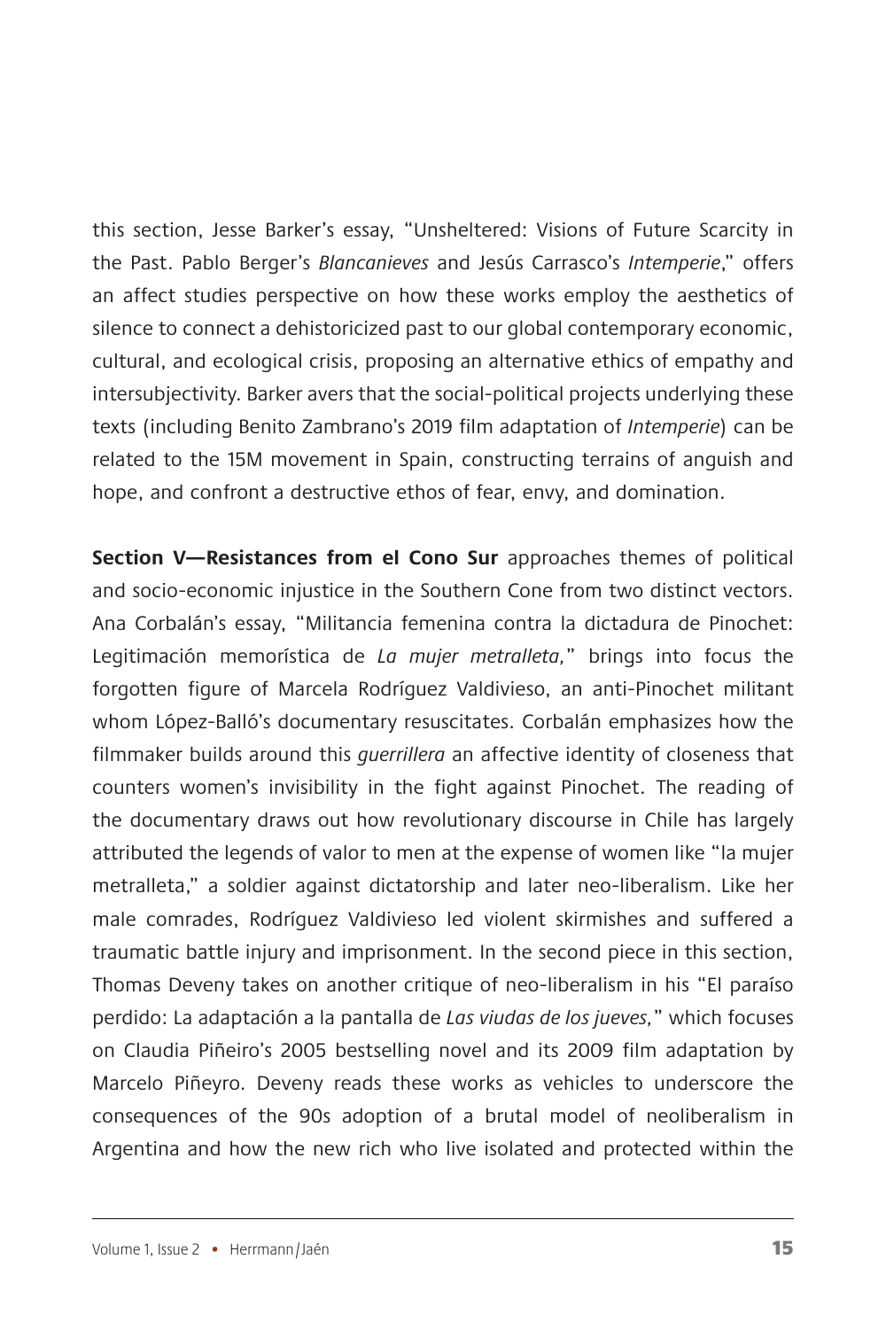this section, Jesse Barker's essay, "Unsheltered: Visions of Future Scarcity in the Past. Pablo Berger's *Blancanieves* and Jesús Carrasco's *Intemperie*," offers an affect studies perspective on how these works employ the aesthetics of silence to connect a dehistoricized past to our global contemporary economic, cultural, and ecological crisis, proposing an alternative ethics of empathy and intersubjectivity. Barker avers that the social-political projects underlying these texts (including Benito Zambrano's 2019 film adaptation of *Intemperie*) can be related to the 15M movement in Spain, constructing terrains of anguish and hope, and confront a destructive ethos of fear, envy, and domination.

**Section V—Resistances from el Cono Sur** approaches themes of political and socio-economic injustice in the Southern Cone from two distinct vectors. Ana Corbalán's essay, "Militancia femenina contra la dictadura de Pinochet: Legitimación memorística de *La mujer metralleta,*" brings into focus the forgotten figure of Marcela Rodríguez Valdivieso, an anti-Pinochet militant whom López-Balló's documentary resuscitates. Corbalán emphasizes how the filmmaker builds around this *guerrillera* an affective identity of closeness that counters women's invisibility in the fight against Pinochet. The reading of the documentary draws out how revolutionary discourse in Chile has largely attributed the legends of valor to men at the expense of women like "la mujer metralleta," a soldier against dictatorship and later neo-liberalism. Like her male comrades, Rodríguez Valdivieso led violent skirmishes and suffered a traumatic battle injury and imprisonment. In the second piece in this section, Thomas Deveny takes on another critique of neo-liberalism in his "El paraíso perdido: La adaptación a la pantalla de *Las viudas de los jueves,*" which focuses on Claudia Piñeiro's 2005 bestselling novel and its 2009 film adaptation by Marcelo Piñeyro. Deveny reads these works as vehicles to underscore the consequences of the 90s adoption of a brutal model of neoliberalism in Argentina and how the new rich who live isolated and protected within the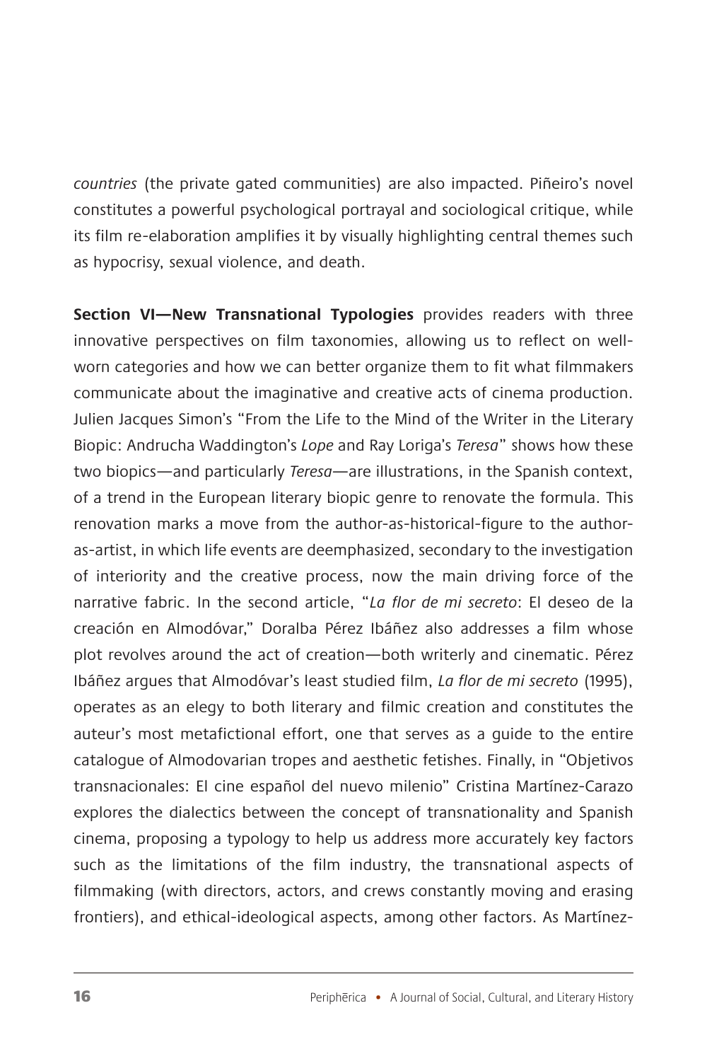*countries* (the private gated communities) are also impacted. Piñeiro's novel constitutes a powerful psychological portrayal and sociological critique, while its film re-elaboration amplifies it by visually highlighting central themes such as hypocrisy, sexual violence, and death.

**Section VI—New Transnational Typologies** provides readers with three innovative perspectives on film taxonomies, allowing us to reflect on well-worn categories and how we can better organize them to fit what filmmakers communicate about the imaginative and creative acts of cinema production. Julien Jacques Simon's "From the Life to the Mind of the Writer in the Literary Biopic: Andrucha Waddington's *Lope* and Ray Loriga's *Teresa*" shows how these two biopics—and particularly *Teresa*—are illustrations, in the Spanish context, of a trend in the European literary biopic genre to renovate the formula. This renovation marks a move from the author-as-historical-figure to the author-as-artist, in which life events are deemphasized, secondary to the investigation of interiority and the creative process, now the main driving force of the narrative fabric. In the second article, "*La flor de mi secreto*: El deseo de la creación en Almodóvar," Doralba Pérez Ibáñez also addresses a film whose plot revolves around the act of creation—both writerly and cinematic. Pérez Ibáñez argues that Almodóvar's least studied film, *La flor de mi secreto* (1995), operates as an elegy to both literary and filmic creation and constitutes the auteur's most metafictional effort, one that serves as a guide to the entire catalogue of Almodovarian tropes and aesthetic fetishes. Finally, in "Objetivos transnacionales: El cine español del nuevo milenio" Cristina Martínez-Carazo explores the dialectics between the concept of transnationality and Spanish cinema, proposing a typology to help us address more accurately key factors such as the limitations of the film industry, the transnational aspects of filmmaking (with directors, actors, and crews constantly moving and erasing frontiers), and ethical-ideological aspects, among other factors. As Martínez-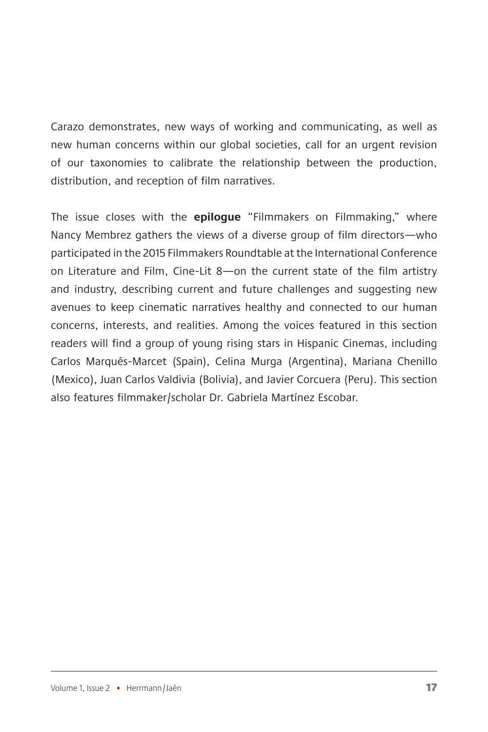Carazo demonstrates, new ways of working and communicating, as well as new human concerns within our global societies, call for an urgent revision of our taxonomies to calibrate the relationship between the production, distribution, and reception of film narratives.

The issue closes with the **epilogue** "Filmmakers on Filmmaking," where Nancy Membrez gathers the views of a diverse group of film directors—who participated in the 2015 Filmmakers Roundtable at the International Conference on Literature and Film, Cine-Lit 8—on the current state of the film artistry and industry, describing current and future challenges and suggesting new avenues to keep cinematic narratives healthy and connected to our human concerns, interests, and realities. Among the voices featured in this section readers will find a group of young rising stars in Hispanic Cinemas, including Carlos Marqués-Marcet (Spain), Celina Murga (Argentina), Mariana Chenillo (Mexico), Juan Carlos Valdivia (Bolivia), and Javier Corcuera (Peru). This section also features filmmaker/scholar Dr. Gabriela Martínez Escobar.